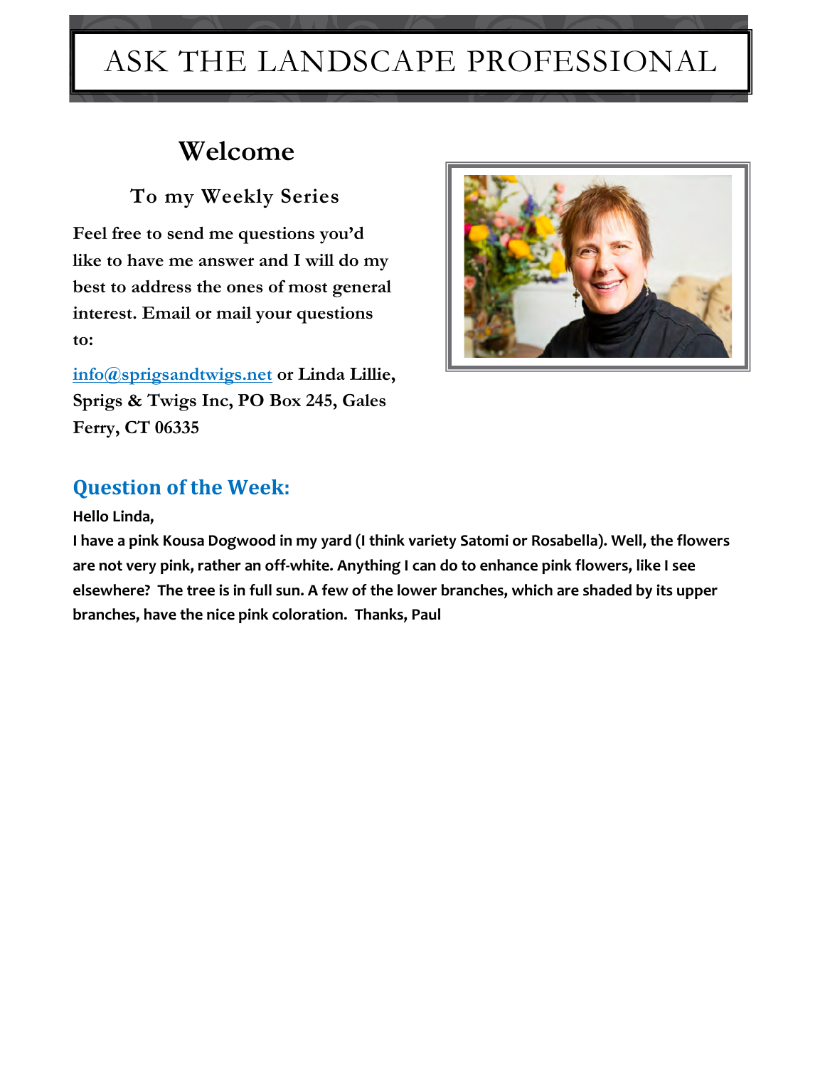# ASK THE LANDSCAPE PROFESSIONAL

## Welcome

### To my Weekly Series

**Feel free to send me questions you'd like to have me answer and I will do my best to address the ones of most general interest. Email or mail your questions to:**

**[info@sprigsandtwigs.net](mailto:info@sprigsandtwigs.net) or Linda Lillie, Sprigs & Twigs Inc, PO Box 245, Gales Ferry, CT 06335**

## Question of the Week:

**Hello Linda,**

**I have a pink Kousa Dogwood in my yard (I think variety Satomi or Rosabella). Well, the flowers are not very pink, rather an off-white. Anything I can do to enhance pink flowers, like I see elsewhere? The tree is in full sun. A few of the lower branches, which are shaded by its upper branches, have the nice pink coloration. Thanks, Paul**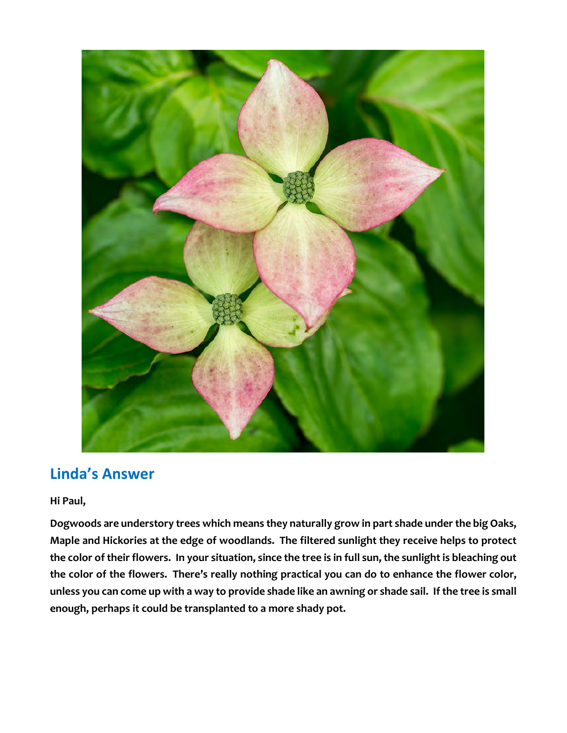## Linda's Answer

**Hi Paul,**

**Dogwoods are understory trees which means they naturally grow in part shade under the big Oaks, Maple and Hickories at the edge of woodlands. The filtered sunlight they receive helps to protect the color of their flowers. In your situation, since the tree is in full sun, the sunlight is bleaching out the color of the flowers. There's really nothing practical you can do to enhance the flower color, unless you can come up with a way to provide shade like an awning or shade sail. If the tree is small enough, perhaps it could be transplanted to a more shady pot.**